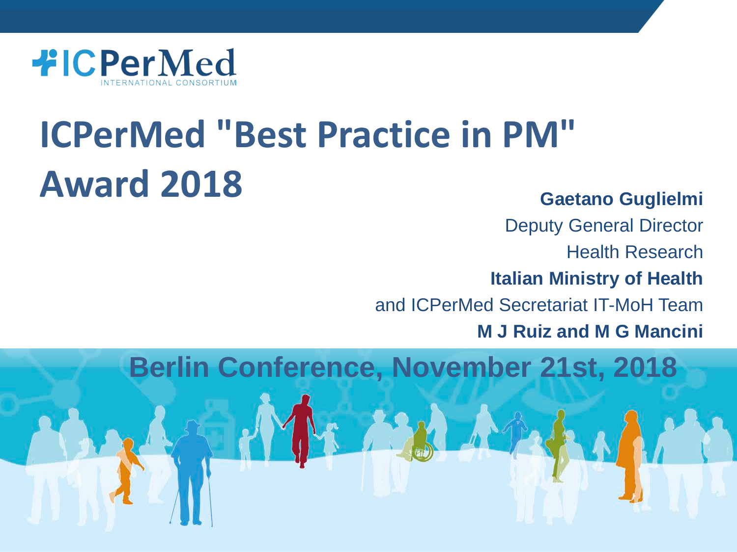ICPerMed
INTERNATIONAL CONSORTIUM

# ICPerMed "Best Practice in PM" Award 2018

**Gaetano Guglielmi**

Deputy General Director

Health Research

**Italian Ministry of Health**

and ICPerMed Secretariat IT-MoH Team

**M J Ruiz and M G Mancini**

**Berlin Conference, November 21st, 2018**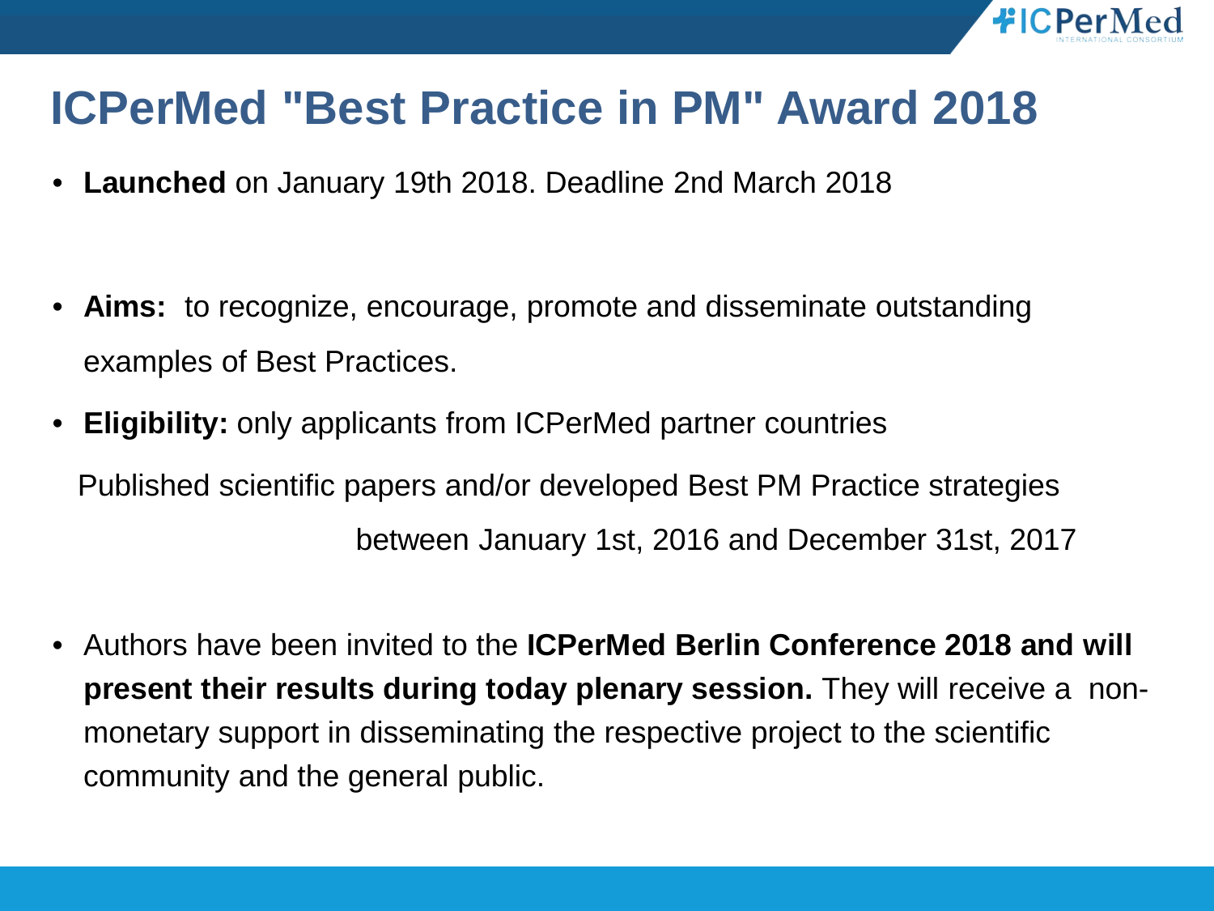# ICPerMed "Best Practice in PM" Award 2018

- **Launched** on January 19th 2018. Deadline 2nd March 2018

- **Aims:** to recognize, encourage, promote and disseminate outstanding examples of Best Practices.
- **Eligibility:** only applicants from ICPerMed partner countries

  Published scientific papers and/or developed Best PM Practice strategies between January 1st, 2016 and December 31st, 2017

- Authors have been invited to the **ICPerMed Berlin Conference 2018 and will present their results during today plenary session.** They will receive a non-monetary support in disseminating the respective project to the scientific community and the general public.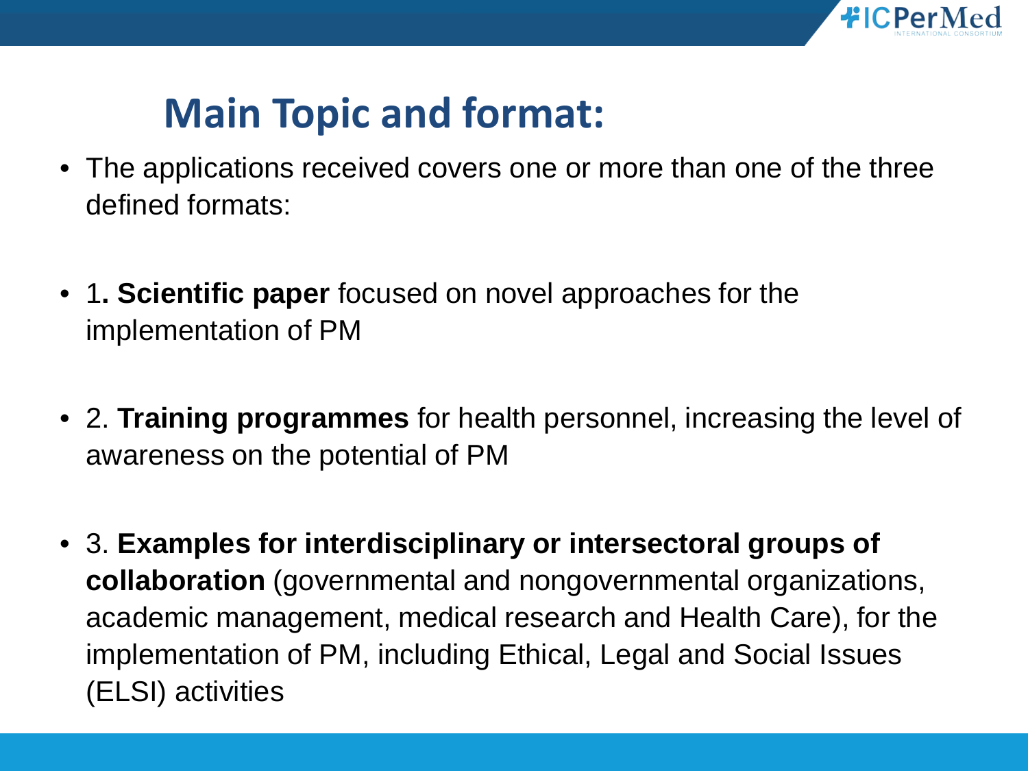# Main Topic and format:

- The applications received covers one or more than one of the three defined formats:
- 1**. Scientific paper** focused on novel approaches for the implementation of PM
- 2. **Training programmes** for health personnel, increasing the level of awareness on the potential of PM
- 3. **Examples for interdisciplinary or intersectoral groups of collaboration** (governmental and nongovernmental organizations, academic management, medical research and Health Care), for the implementation of PM, including Ethical, Legal and Social Issues (ELSI) activities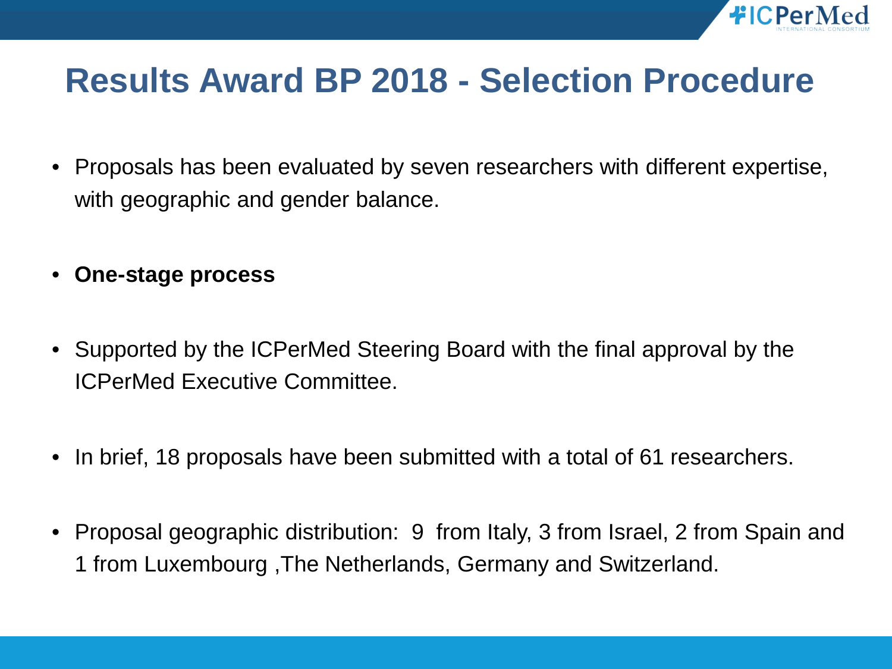# Results Award BP 2018 - Selection Procedure

- Proposals has been evaluated by seven researchers with different expertise, with geographic and gender balance.
- **One-stage process**
- Supported by the ICPerMed Steering Board with the final approval by the ICPerMed Executive Committee.
- In brief, 18 proposals have been submitted with a total of 61 researchers.
- Proposal geographic distribution: 9 from Italy, 3 from Israel, 2 from Spain and 1 from Luxembourg ,The Netherlands, Germany and Switzerland.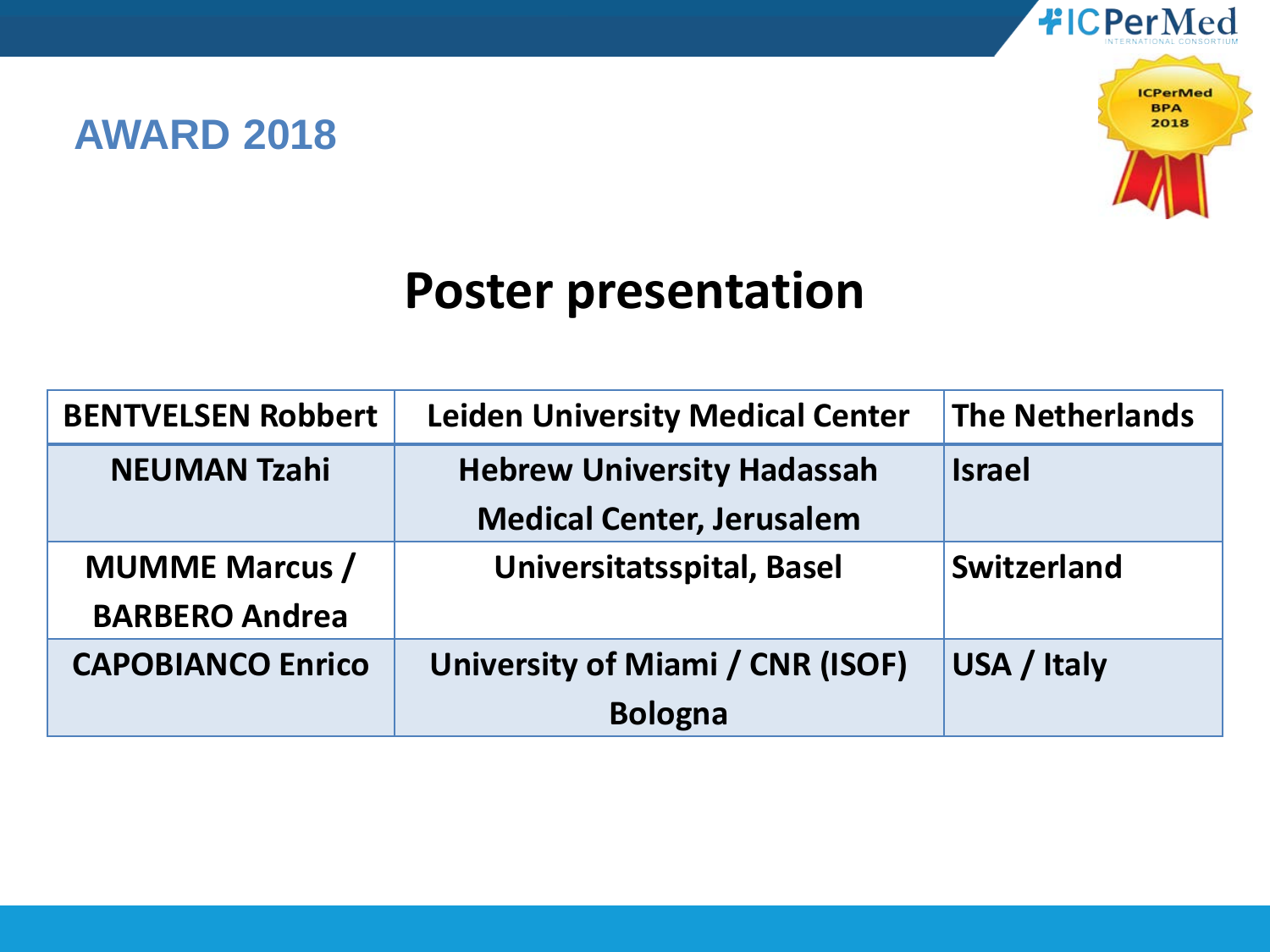## AWARD 2018

# Poster presentation

| BENTVELSEN Robbert | Leiden University Medical Center | The Netherlands |
|---|---|---|
| NEUMAN Tzahi | Hebrew University Hadassah Medical Center, Jerusalem | Israel |
| MUMME Marcus / BARBERO Andrea | Universitatsspital, Basel | Switzerland |
| CAPOBIANCO Enrico | University of Miami / CNR (ISOF) Bologna | USA / Italy |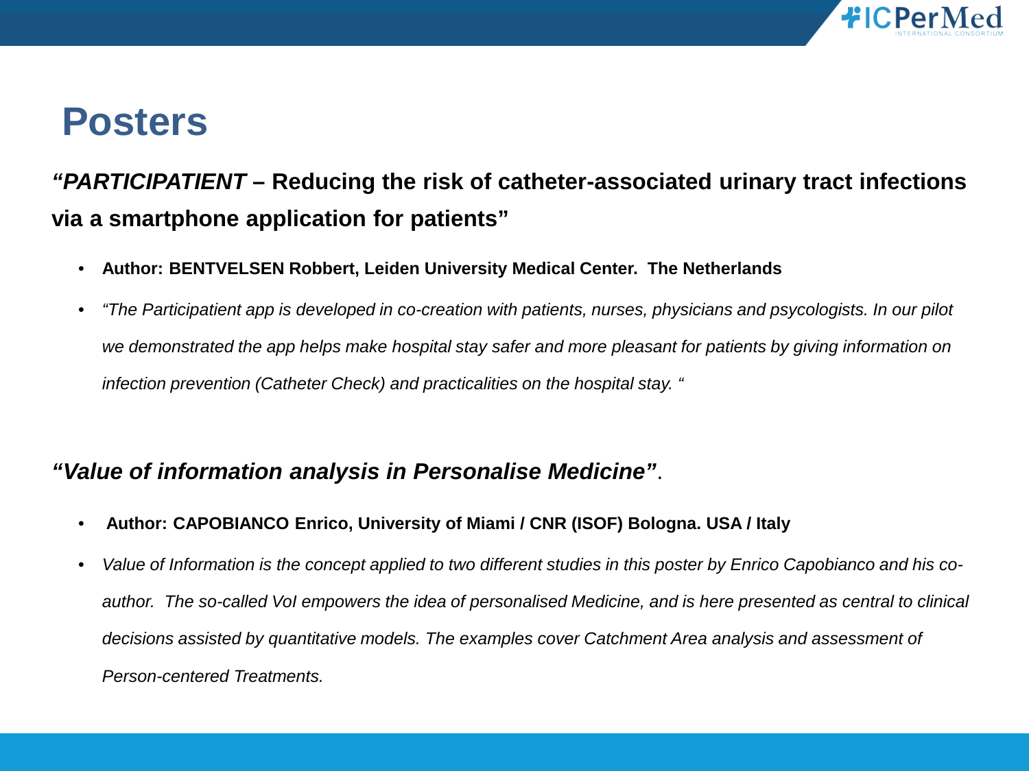# Posters

***“PARTICIPATIENT*** **– Reducing the risk of catheter-associated urinary tract infections via a smartphone application for patients”**

- **Author: BENTVELSEN Robbert, Leiden University Medical Center. The Netherlands**
- *“The Participatient app is developed in co-creation with patients, nurses, physicians and psycologists. In our pilot we demonstrated the app helps make hospital stay safer and more pleasant for patients by giving information on infection prevention (Catheter Check) and practicalities on the hospital stay. “*

***“Value of information analysis in Personalise Medicine”***.

- **Author: CAPOBIANCO Enrico, University of Miami / CNR (ISOF) Bologna. USA / Italy**
- *Value of Information is the concept applied to two different studies in this poster by Enrico Capobianco and his co-author. The so-called VoI empowers the idea of personalised Medicine, and is here presented as central to clinical decisions assisted by quantitative models. The examples cover Catchment Area analysis and assessment of Person-centered Treatments.*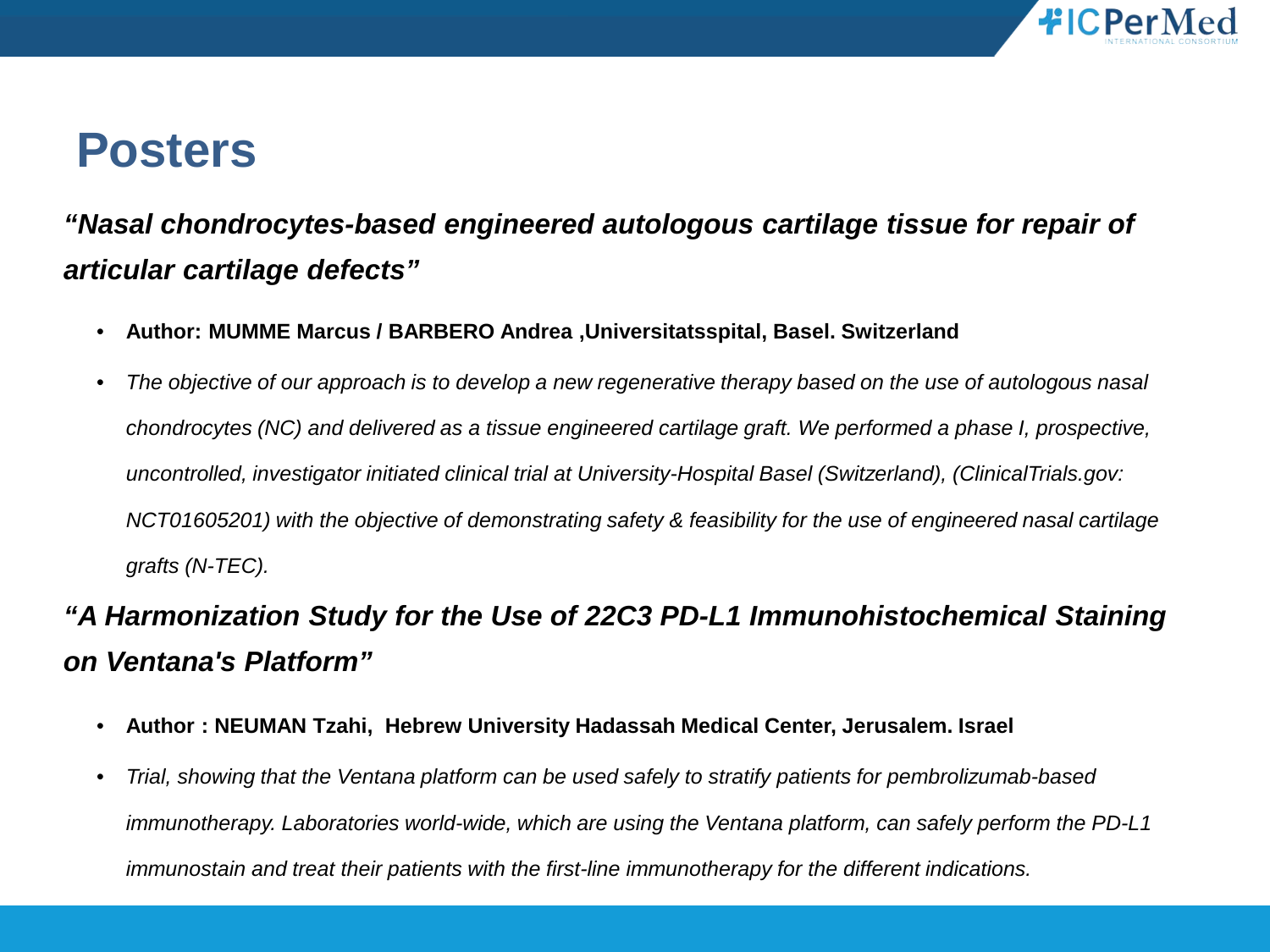# Posters

### *“Nasal chondrocytes-based engineered autologous cartilage tissue for repair of articular cartilage defects”*

- **Author: MUMME Marcus / BARBERO Andrea ,Universitatsspital, Basel. Switzerland**
- *The objective of our approach is to develop a new regenerative therapy based on the use of autologous nasal chondrocytes (NC) and delivered as a tissue engineered cartilage graft. We performed a phase I, prospective, uncontrolled, investigator initiated clinical trial at University-Hospital Basel (Switzerland), (ClinicalTrials.gov: NCT01605201) with the objective of demonstrating safety & feasibility for the use of engineered nasal cartilage grafts (N-TEC).*

### *“A Harmonization Study for the Use of 22C3 PD-L1 Immunohistochemical Staining on Ventana's Platform”*

- **Author : NEUMAN Tzahi, Hebrew University Hadassah Medical Center, Jerusalem. Israel**
- *Trial, showing that the Ventana platform can be used safely to stratify patients for pembrolizumab-based immunotherapy. Laboratories world-wide, which are using the Ventana platform, can safely perform the PD-L1 immunostain and treat their patients with the first-line immunotherapy for the different indications.*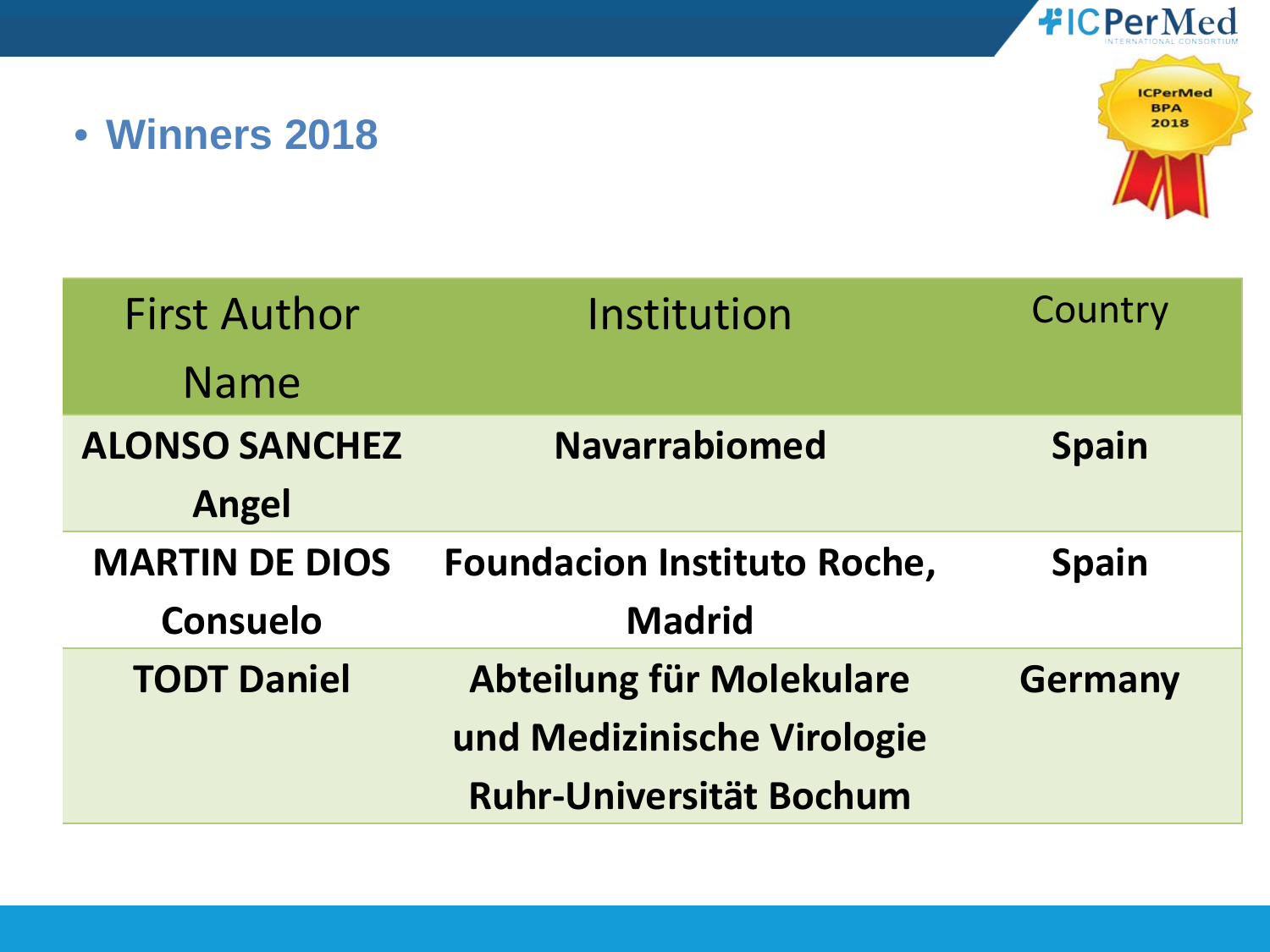- **Winners 2018**

| First Author Name | Institution | Country |
| --- | --- | --- |
| **ALONSO SANCHEZ Angel** | **Navarrabiomed** | **Spain** |
| **MARTIN DE DIOS Consuelo** | **Foundacion Instituto Roche, Madrid** | **Spain** |
| **TODT Daniel** | **Abteilung für Molekulare und Medizinische Virologie Ruhr-Universität Bochum** | **Germany** |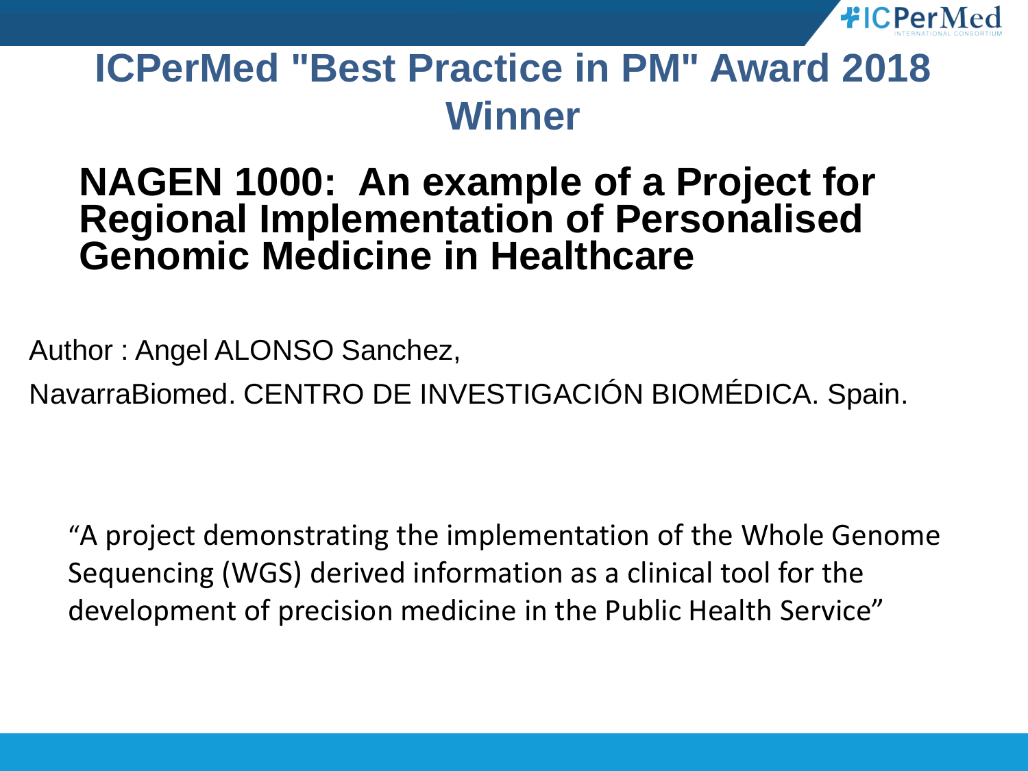# ICPerMed "Best Practice in PM" Award 2018 Winner

## NAGEN 1000: An example of a Project for Regional Implementation of Personalised Genomic Medicine in Healthcare

Author : Angel ALONSO Sanchez,

NavarraBiomed. CENTRO DE INVESTIGACIÓN BIOMÉDICA. Spain.

"A project demonstrating the implementation of the Whole Genome Sequencing (WGS) derived information as a clinical tool for the development of precision medicine in the Public Health Service"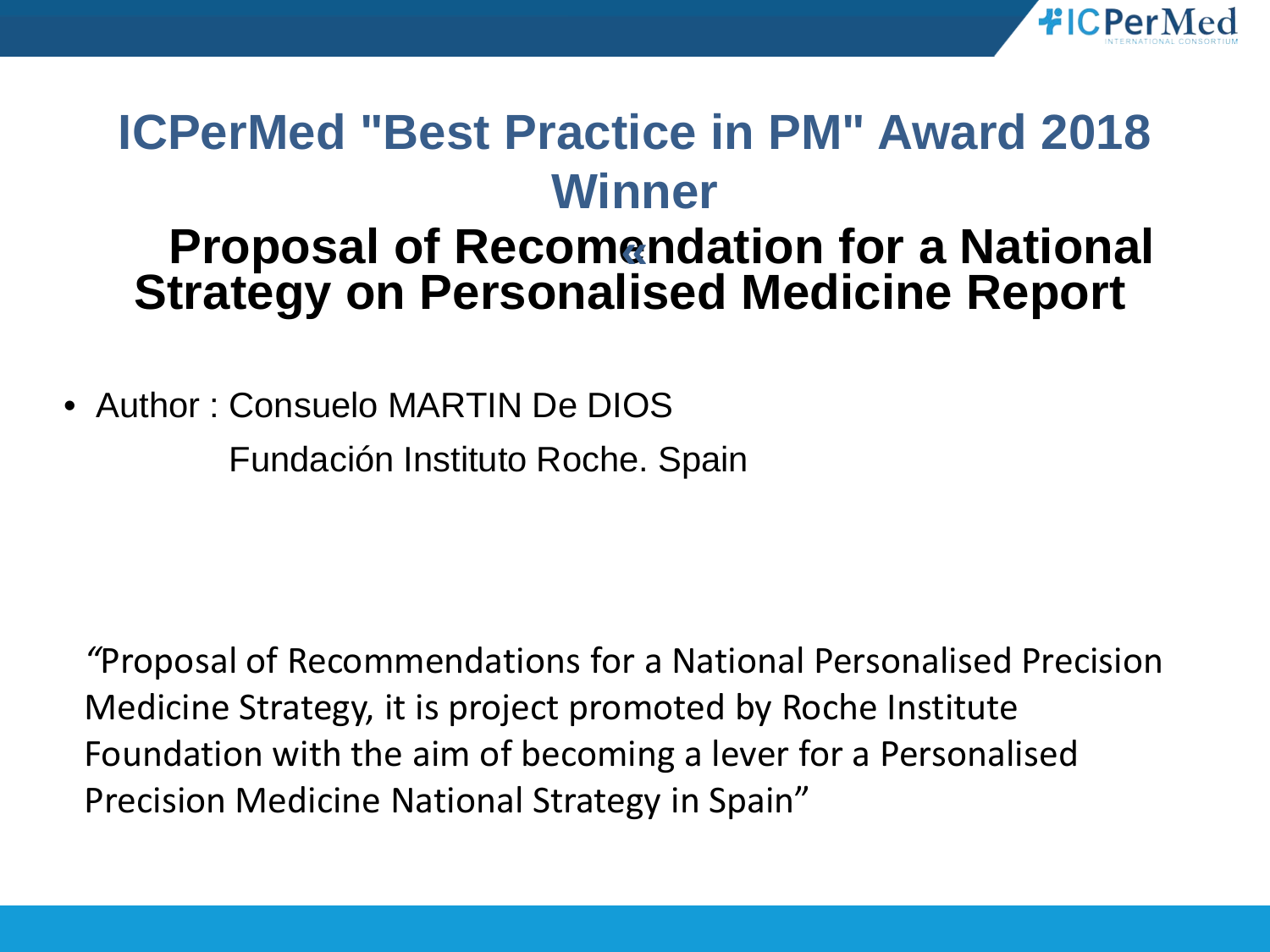# ICPerMed "Best Practice in PM" Award 2018 Winner

## Proposal of Recomendation for a National Strategy on Personalised Medicine Report

- Author : Consuelo MARTIN De DIOS

  Fundación Instituto Roche. Spain

*"*Proposal of Recommendations for a National Personalised Precision Medicine Strategy, it is project promoted by Roche Institute Foundation with the aim of becoming a lever for a Personalised Precision Medicine National Strategy in Spain"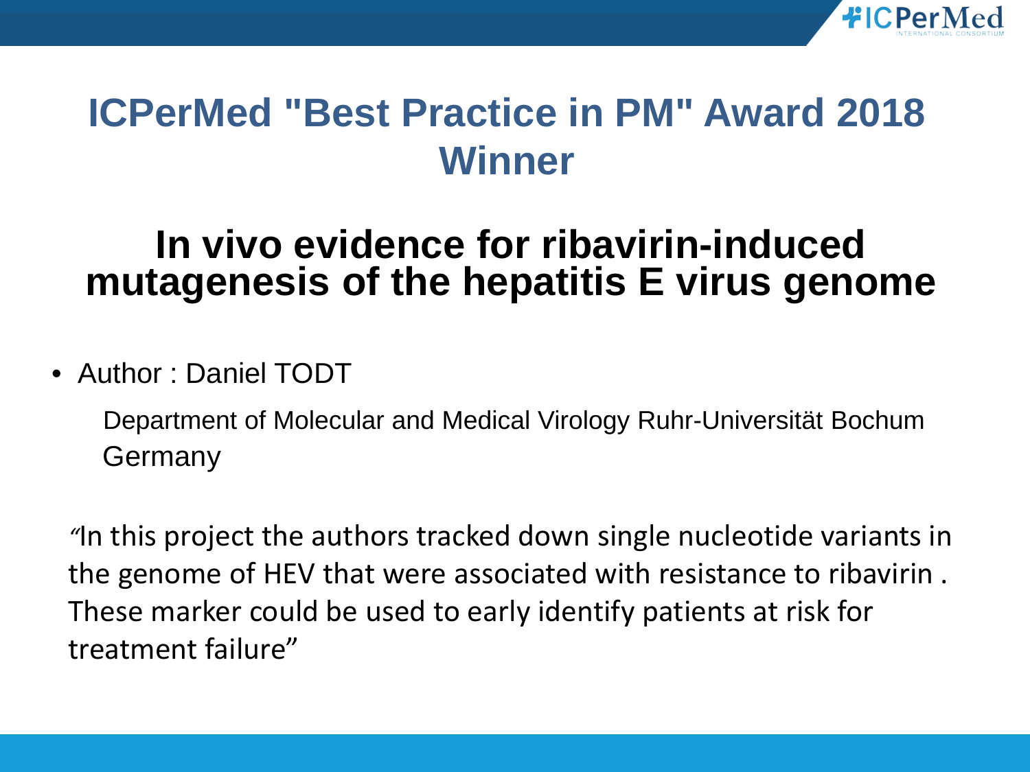# ICPerMed "Best Practice in PM" Award 2018 Winner

## In vivo evidence for ribavirin-induced mutagenesis of the hepatitis E virus genome

- Author : Daniel TODT

  Department of Molecular and Medical Virology Ruhr-Universität Bochum Germany

"In this project the authors tracked down single nucleotide variants in the genome of HEV that were associated with resistance to ribavirin . These marker could be used to early identify patients at risk for treatment failure"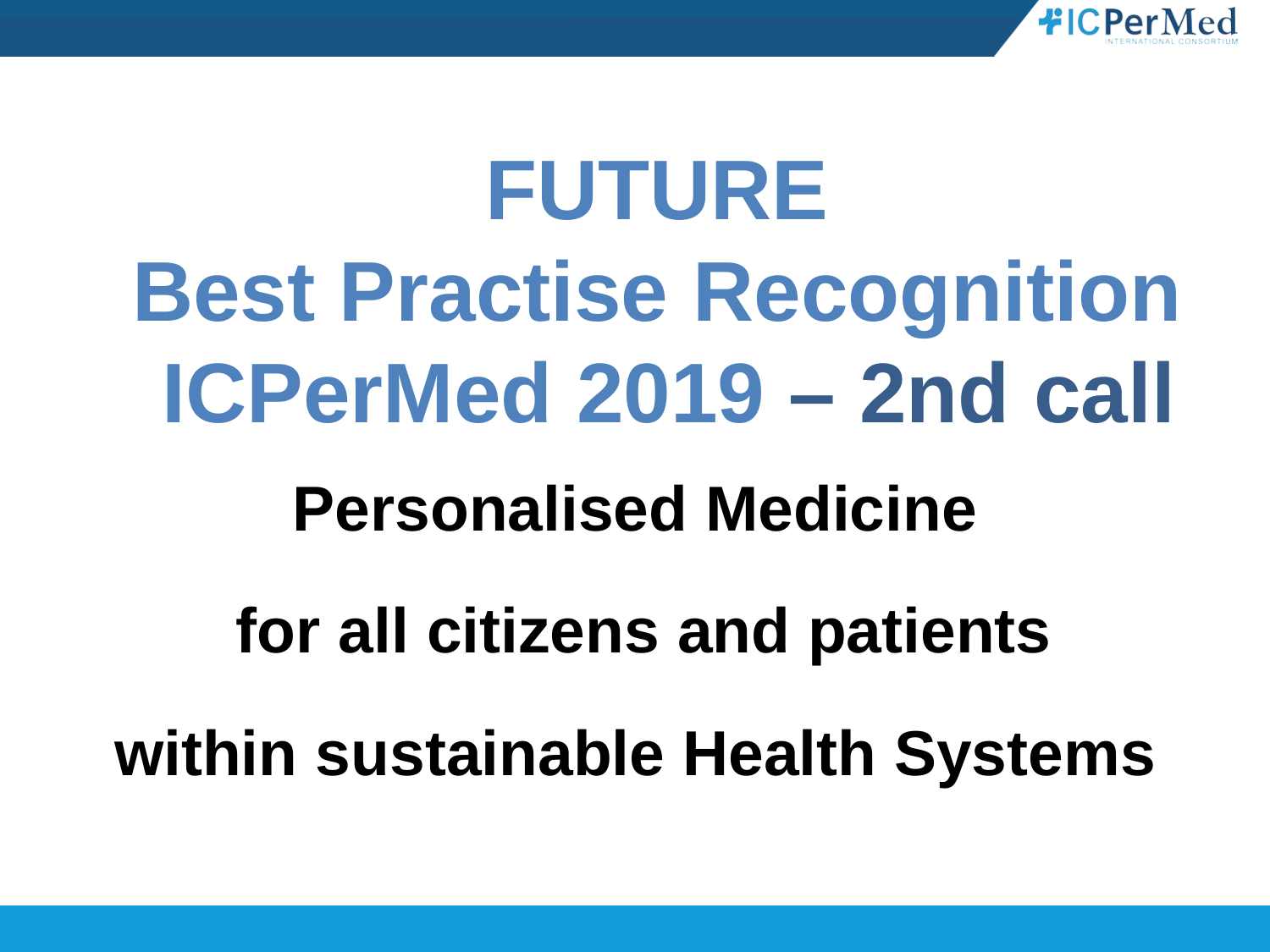# FUTURE Best Practise Recognition ICPerMed 2019 – 2nd call

**Personalised Medicine**

**for all citizens and patients**

**within sustainable Health Systems**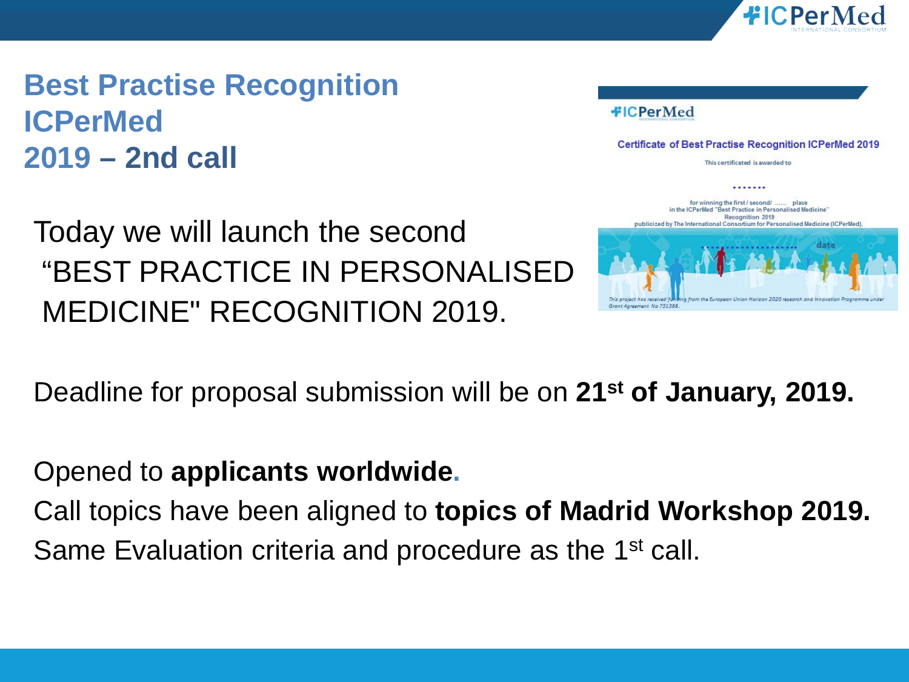# Best Practise Recognition ICPerMed 2019 – 2nd call

Today we will launch the second "BEST PRACTICE IN PERSONALISED MEDICINE" RECOGNITION 2019.

Deadline for proposal submission will be on **21st of January, 2019.**

Opened to **applicants worldwide.**

Call topics have been aligned to **topics of Madrid Workshop 2019.**

Same Evaluation criteria and procedure as the 1st call.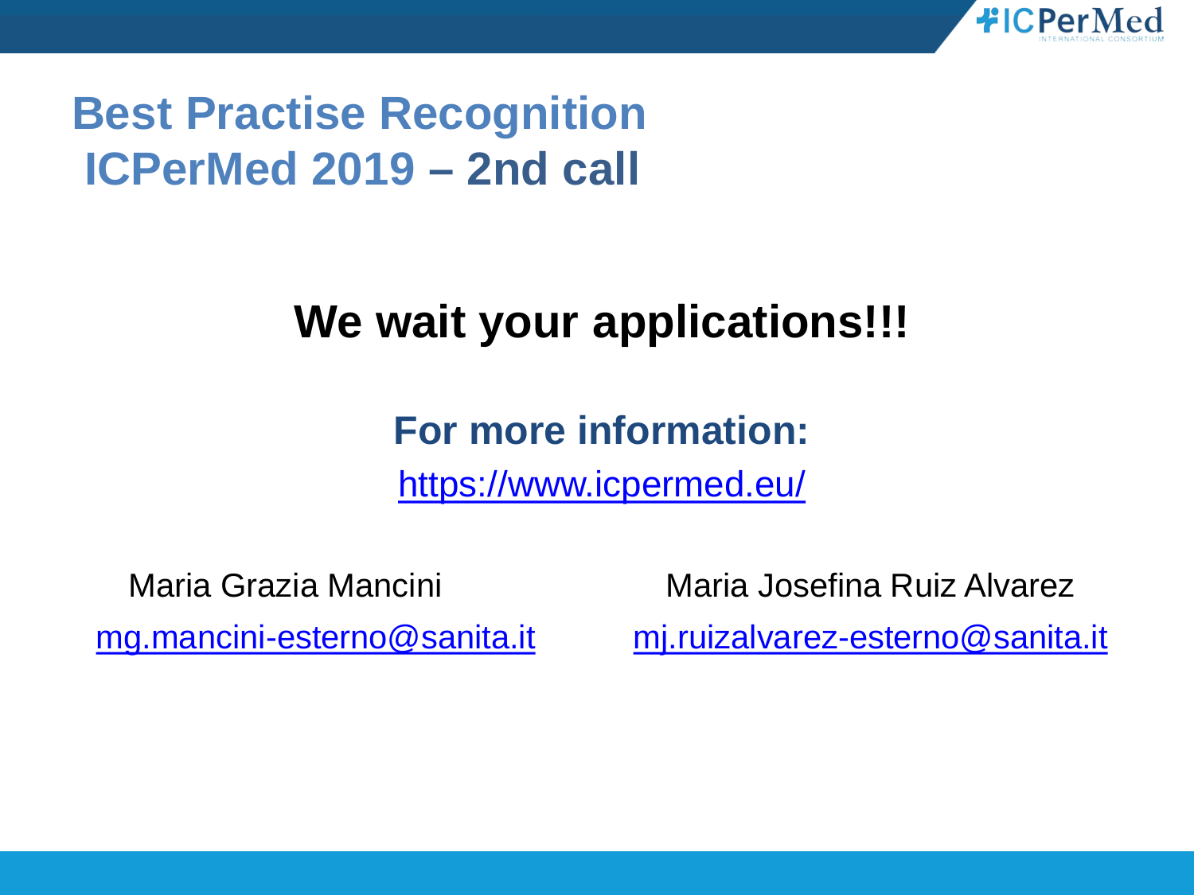# Best Practise Recognition ICPerMed 2019 – 2nd call

## We wait your applications!!!

**For more information:**

https://www.icpermed.eu/

Maria Grazia Mancini
mg.mancini-esterno@sanita.it

Maria Josefina Ruiz Alvarez
mj.ruizalvarez-esterno@sanita.it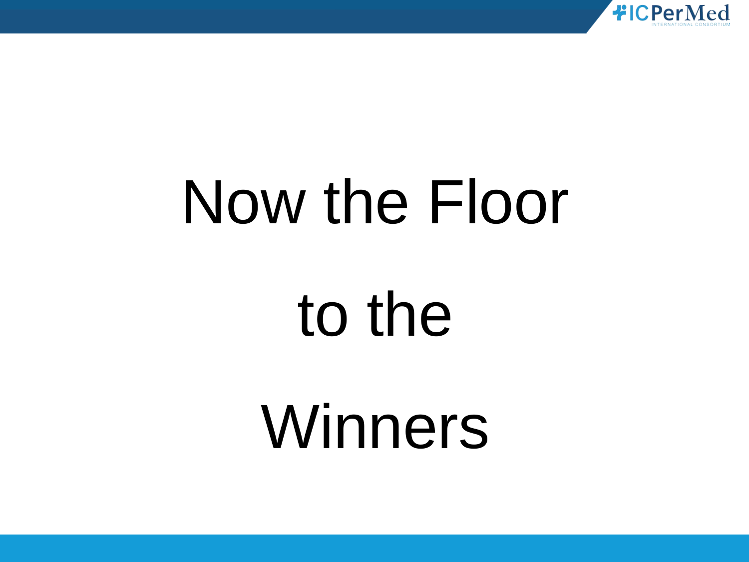# Now the Floor to the Winners